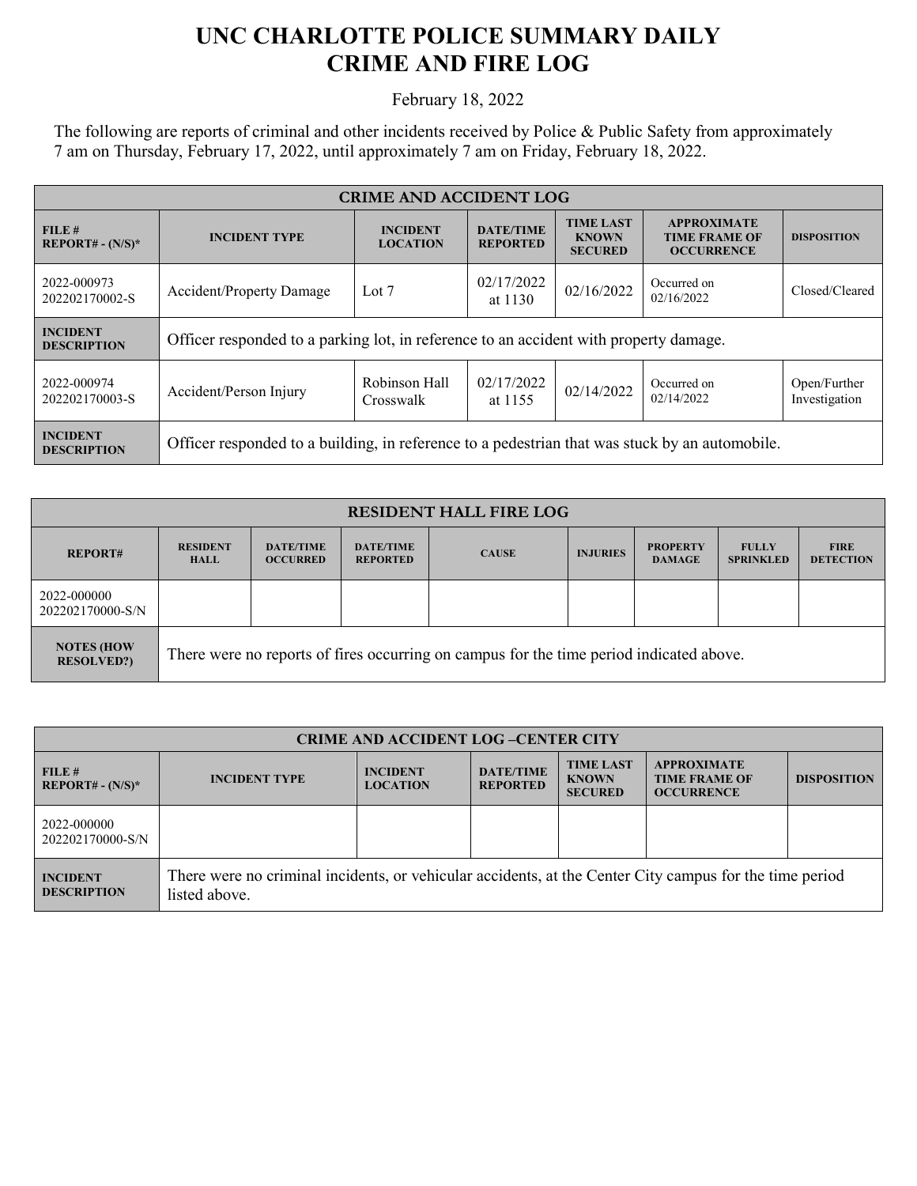# UNC CHARLOTTE POLICE SUMMARY DAILY CRIME AND FIRE LOG

February 18, 2022

The following are reports of criminal and other incidents received by Police & Public Safety from approximately 7 am on Thursday, February 17, 2022, until approximately 7 am on Friday, February 18, 2022.

| CRIME AND ACCIDENT LOG | | | | | | |
|---|---|---|---|---|---|---|
| **FILE # REPORT# - (N/S)*** | **INCIDENT TYPE** | **INCIDENT LOCATION** | **DATE/TIME REPORTED** | **TIME LAST KNOWN SECURED** | **APPROXIMATE TIME FRAME OF OCCURRENCE** | **DISPOSITION** |
| 2022-000973 202202170002-S | Accident/Property Damage | Lot 7 | 02/17/2022 at 1130 | 02/16/2022 | Occurred on 02/16/2022 | Closed/Cleared |
| **INCIDENT DESCRIPTION** | Officer responded to a parking lot, in reference to an accident with property damage. | | | | | |
| 2022-000974 202202170003-S | Accident/Person Injury | Robinson Hall Crosswalk | 02/17/2022 at 1155 | 02/14/2022 | Occurred on 02/14/2022 | Open/Further Investigation |
| **INCIDENT DESCRIPTION** | Officer responded to a building, in reference to a pedestrian that was stuck by an automobile. | | | | | |

| RESIDENT HALL FIRE LOG | | | | | | | | |
|---|---|---|---|---|---|---|---|---|
| **REPORT#** | **RESIDENT HALL** | **DATE/TIME OCCURRED** | **DATE/TIME REPORTED** | **CAUSE** | **INJURIES** | **PROPERTY DAMAGE** | **FULLY SPRINKLED** | **FIRE DETECTION** |
| 2022-000000 202202170000-S/N | | | | | | | | |
| **NOTES (HOW RESOLVED?)** | There were no reports of fires occurring on campus for the time period indicated above. | | | | | | | |

| CRIME AND ACCIDENT LOG –CENTER CITY | | | | | | |
|---|---|---|---|---|---|---|
| **FILE # REPORT# - (N/S)*** | **INCIDENT TYPE** | **INCIDENT LOCATION** | **DATE/TIME REPORTED** | **TIME LAST KNOWN SECURED** | **APPROXIMATE TIME FRAME OF OCCURRENCE** | **DISPOSITION** |
| 2022-000000 202202170000-S/N | | | | | | |
| **INCIDENT DESCRIPTION** | There were no criminal incidents, or vehicular accidents, at the Center City campus for the time period listed above. | | | | | |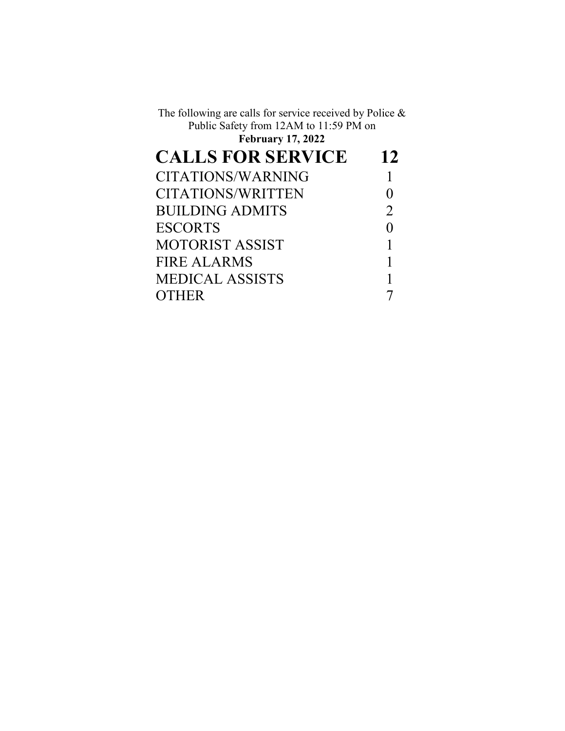The following are calls for service received by Police & Public Safety from 12AM to 11:59 PM on

**February 17, 2022**

| | |
|---|---|
| **CALLS FOR SERVICE** | **12** |
| CITATIONS/WARNING | 1 |
| CITATIONS/WRITTEN | 0 |
| BUILDING ADMITS | 2 |
| ESCORTS | 0 |
| MOTORIST ASSIST | 1 |
| FIRE ALARMS | 1 |
| MEDICAL ASSISTS | 1 |
| OTHER | 7 |